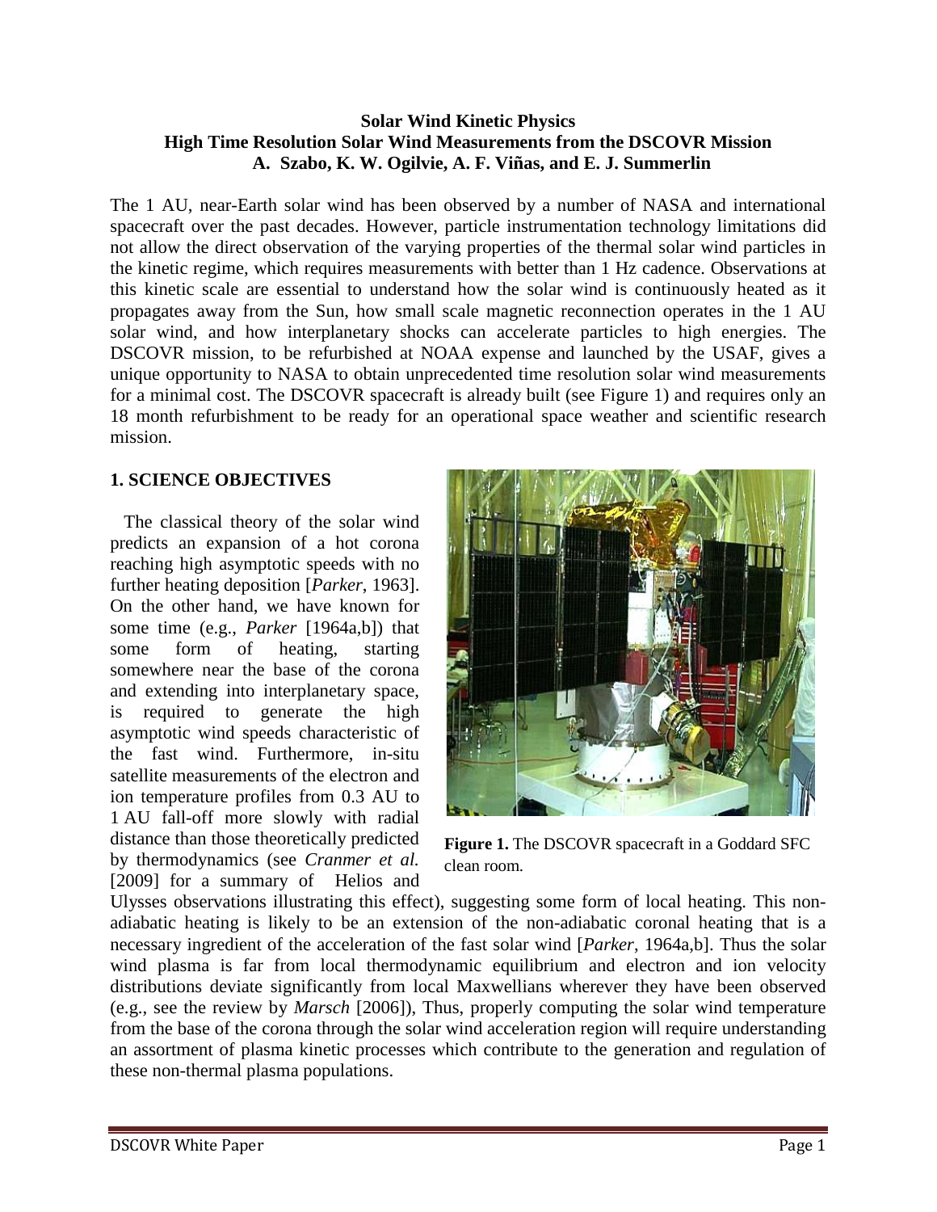**Solar Wind Kinetic Physics**
**High Time Resolution Solar Wind Measurements from the DSCOVR Mission**
**A. Szabo, K. W. Ogilvie, A. F. Viñas, and E. J. Summerlin**

The 1 AU, near-Earth solar wind has been observed by a number of NASA and international spacecraft over the past decades. However, particle instrumentation technology limitations did not allow the direct observation of the varying properties of the thermal solar wind particles in the kinetic regime, which requires measurements with better than 1 Hz cadence. Observations at this kinetic scale are essential to understand how the solar wind is continuously heated as it propagates away from the Sun, how small scale magnetic reconnection operates in the 1 AU solar wind, and how interplanetary shocks can accelerate particles to high energies. The DSCOVR mission, to be refurbished at NOAA expense and launched by the USAF, gives a unique opportunity to NASA to obtain unprecedented time resolution solar wind measurements for a minimal cost. The DSCOVR spacecraft is already built (see Figure 1) and requires only an 18 month refurbishment to be ready for an operational space weather and scientific research mission.

## 1. SCIENCE OBJECTIVES

The classical theory of the solar wind predicts an expansion of a hot corona reaching high asymptotic speeds with no further heating deposition [*Parker*, 1963]. On the other hand, we have known for some time (e.g., *Parker* [1964a,b]) that some form of heating, starting somewhere near the base of the corona and extending into interplanetary space, is required to generate the high asymptotic wind speeds characteristic of the fast wind. Furthermore, in-situ satellite measurements of the electron and ion temperature profiles from 0.3 AU to 1 AU fall-off more slowly with radial distance than those theoretically predicted by thermodynamics (see *Cranmer et al.* [2009] for a summary of Helios and Ulysses observations illustrating this effect), suggesting some form of local heating. This non-adiabatic heating is likely to be an extension of the non-adiabatic coronal heating that is a necessary ingredient of the acceleration of the fast solar wind [*Parker*, 1964a,b]. Thus the solar wind plasma is far from local thermodynamic equilibrium and electron and ion velocity distributions deviate significantly from local Maxwellians wherever they have been observed (e.g., see the review by *Marsch* [2006]), Thus, properly computing the solar wind temperature from the base of the corona through the solar wind acceleration region will require understanding an assortment of plasma kinetic processes which contribute to the generation and regulation of these non-thermal plasma populations.

**Figure 1.** The DSCOVR spacecraft in a Goddard SFC clean room.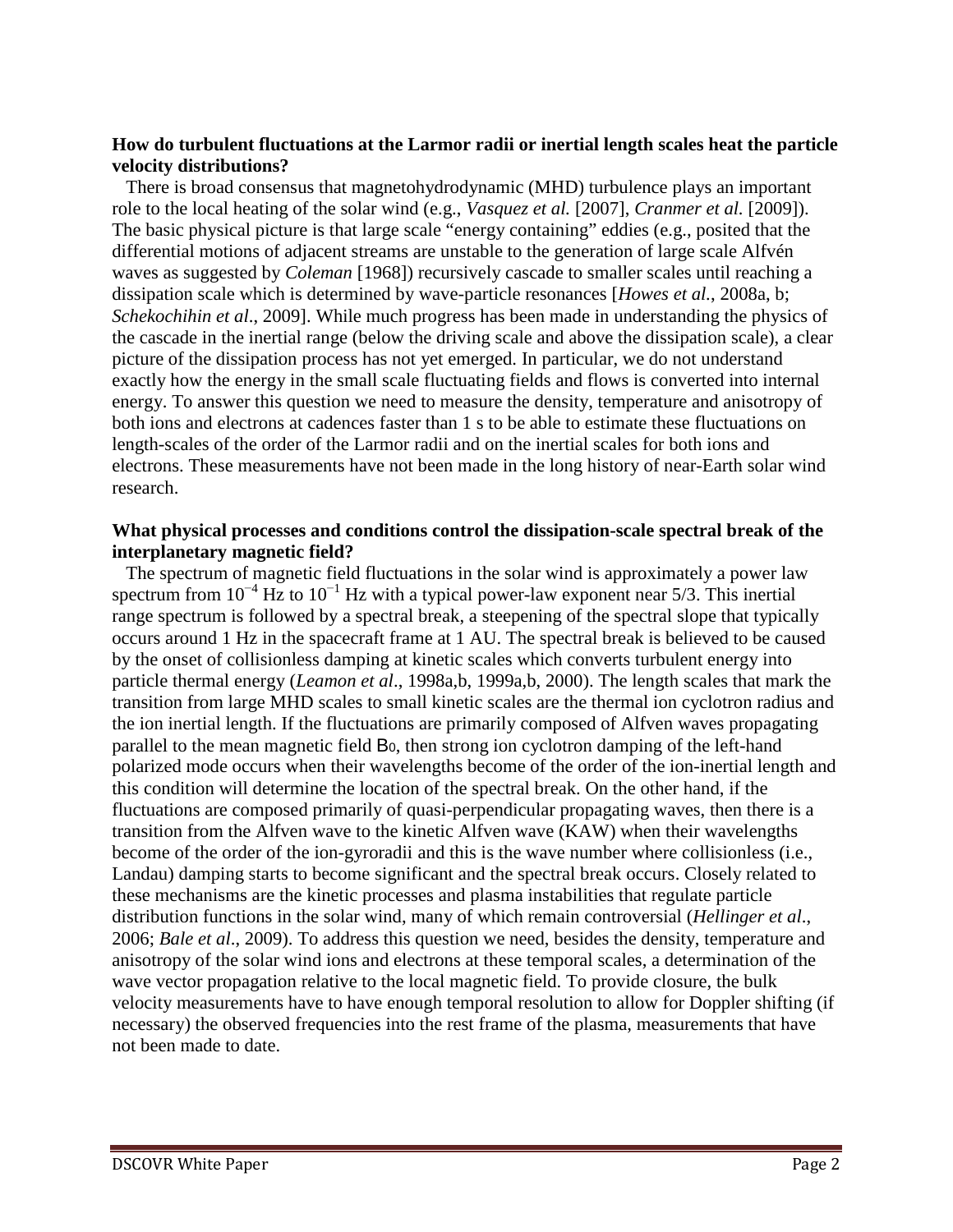**How do turbulent fluctuations at the Larmor radii or inertial length scales heat the particle velocity distributions?**

There is broad consensus that magnetohydrodynamic (MHD) turbulence plays an important role to the local heating of the solar wind (e.g., *Vasquez et al.* [2007], *Cranmer et al.* [2009]). The basic physical picture is that large scale "energy containing" eddies (e.g., posited that the differential motions of adjacent streams are unstable to the generation of large scale Alfvén waves as suggested by *Coleman* [1968]) recursively cascade to smaller scales until reaching a dissipation scale which is determined by wave-particle resonances [*Howes et al*., 2008a, b; *Schekochihin et al*., 2009]. While much progress has been made in understanding the physics of the cascade in the inertial range (below the driving scale and above the dissipation scale), a clear picture of the dissipation process has not yet emerged. In particular, we do not understand exactly how the energy in the small scale fluctuating fields and flows is converted into internal energy. To answer this question we need to measure the density, temperature and anisotropy of both ions and electrons at cadences faster than 1 s to be able to estimate these fluctuations on length-scales of the order of the Larmor radii and on the inertial scales for both ions and electrons. These measurements have not been made in the long history of near-Earth solar wind research.

**What physical processes and conditions control the dissipation-scale spectral break of the interplanetary magnetic field?**

The spectrum of magnetic field fluctuations in the solar wind is approximately a power law spectrum from $10^{-4}$ Hz to $10^{-1}$ Hz with a typical power-law exponent near 5/3. This inertial range spectrum is followed by a spectral break, a steepening of the spectral slope that typically occurs around 1 Hz in the spacecraft frame at 1 AU. The spectral break is believed to be caused by the onset of collisionless damping at kinetic scales which converts turbulent energy into particle thermal energy (*Leamon et al*., 1998a,b, 1999a,b, 2000). The length scales that mark the transition from large MHD scales to small kinetic scales are the thermal ion cyclotron radius and the ion inertial length. If the fluctuations are primarily composed of Alfven waves propagating parallel to the mean magnetic field $B_0$, then strong ion cyclotron damping of the left-hand polarized mode occurs when their wavelengths become of the order of the ion-inertial length and this condition will determine the location of the spectral break. On the other hand, if the fluctuations are composed primarily of quasi-perpendicular propagating waves, then there is a transition from the Alfven wave to the kinetic Alfven wave (KAW) when their wavelengths become of the order of the ion-gyroradii and this is the wave number where collisionless (i.e., Landau) damping starts to become significant and the spectral break occurs. Closely related to these mechanisms are the kinetic processes and plasma instabilities that regulate particle distribution functions in the solar wind, many of which remain controversial (*Hellinger et al*., 2006; *Bale et al*., 2009). To address this question we need, besides the density, temperature and anisotropy of the solar wind ions and electrons at these temporal scales, a determination of the wave vector propagation relative to the local magnetic field. To provide closure, the bulk velocity measurements have to have enough temporal resolution to allow for Doppler shifting (if necessary) the observed frequencies into the rest frame of the plasma, measurements that have not been made to date.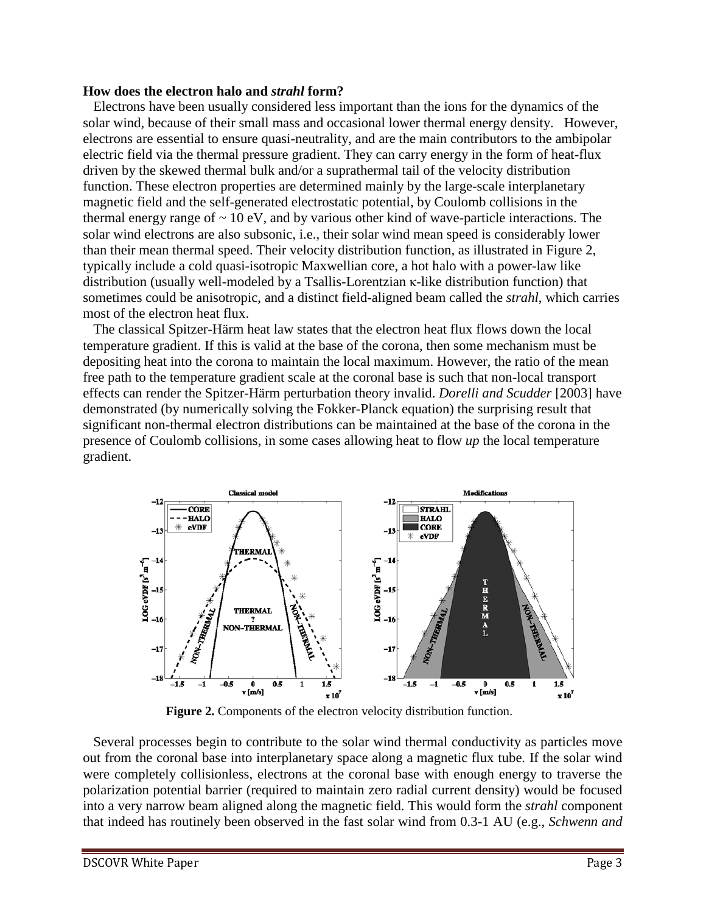**How does the electron halo and *strahl* form?**

Electrons have been usually considered less important than the ions for the dynamics of the solar wind, because of their small mass and occasional lower thermal energy density. However, electrons are essential to ensure quasi-neutrality, and are the main contributors to the ambipolar electric field via the thermal pressure gradient. They can carry energy in the form of heat-flux driven by the skewed thermal bulk and/or a suprathermal tail of the velocity distribution function. These electron properties are determined mainly by the large-scale interplanetary magnetic field and the self-generated electrostatic potential, by Coulomb collisions in the thermal energy range of ~ 10 eV, and by various other kind of wave-particle interactions. The solar wind electrons are also subsonic, i.e., their solar wind mean speed is considerably lower than their mean thermal speed. Their velocity distribution function, as illustrated in Figure 2, typically include a cold quasi-isotropic Maxwellian core, a hot halo with a power-law like distribution (usually well-modeled by a Tsallis-Lorentzian κ-like distribution function) that sometimes could be anisotropic, and a distinct field-aligned beam called the *strahl*, which carries most of the electron heat flux.

The classical Spitzer-Härm heat law states that the electron heat flux flows down the local temperature gradient. If this is valid at the base of the corona, then some mechanism must be depositing heat into the corona to maintain the local maximum. However, the ratio of the mean free path to the temperature gradient scale at the coronal base is such that non-local transport effects can render the Spitzer-Härm perturbation theory invalid. *Dorelli and Scudder* [2003] have demonstrated (by numerically solving the Fokker-Planck equation) the surprising result that significant non-thermal electron distributions can be maintained at the base of the corona in the presence of Coulomb collisions, in some cases allowing heat to flow *up* the local temperature gradient.

**Figure 2.** Components of the electron velocity distribution function.

Several processes begin to contribute to the solar wind thermal conductivity as particles move out from the coronal base into interplanetary space along a magnetic flux tube. If the solar wind were completely collisionless, electrons at the coronal base with enough energy to traverse the polarization potential barrier (required to maintain zero radial current density) would be focused into a very narrow beam aligned along the magnetic field. This would form the *strahl* component that indeed has routinely been observed in the fast solar wind from 0.3-1 AU (e.g., *Schwenn and*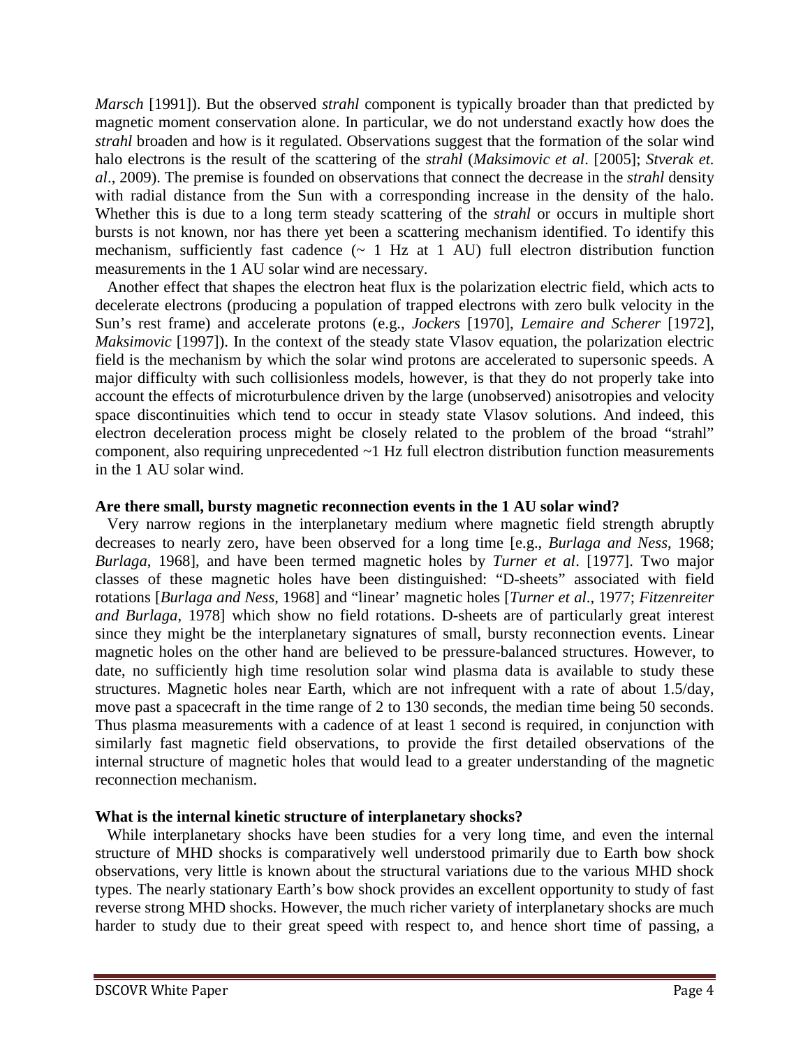*Marsch* [1991]). But the observed *strahl* component is typically broader than that predicted by magnetic moment conservation alone. In particular, we do not understand exactly how does the *strahl* broaden and how is it regulated. Observations suggest that the formation of the solar wind halo electrons is the result of the scattering of the *strahl* (*Maksimovic et al*. [2005]; *Stverak et. al*., 2009). The premise is founded on observations that connect the decrease in the *strahl* density with radial distance from the Sun with a corresponding increase in the density of the halo. Whether this is due to a long term steady scattering of the *strahl* or occurs in multiple short bursts is not known, nor has there yet been a scattering mechanism identified. To identify this mechanism, sufficiently fast cadence (~ 1 Hz at 1 AU) full electron distribution function measurements in the 1 AU solar wind are necessary.

Another effect that shapes the electron heat flux is the polarization electric field, which acts to decelerate electrons (producing a population of trapped electrons with zero bulk velocity in the Sun's rest frame) and accelerate protons (e.g., *Jockers* [1970], *Lemaire and Scherer* [1972], *Maksimovic* [1997]). In the context of the steady state Vlasov equation, the polarization electric field is the mechanism by which the solar wind protons are accelerated to supersonic speeds. A major difficulty with such collisionless models, however, is that they do not properly take into account the effects of microturbulence driven by the large (unobserved) anisotropies and velocity space discontinuities which tend to occur in steady state Vlasov solutions. And indeed, this electron deceleration process might be closely related to the problem of the broad "strahl" component, also requiring unprecedented ~1 Hz full electron distribution function measurements in the 1 AU solar wind.

**Are there small, bursty magnetic reconnection events in the 1 AU solar wind?**

Very narrow regions in the interplanetary medium where magnetic field strength abruptly decreases to nearly zero, have been observed for a long time [e.g., *Burlaga and Ness*, 1968; *Burlaga*, 1968], and have been termed magnetic holes by *Turner et al*. [1977]. Two major classes of these magnetic holes have been distinguished: "D-sheets" associated with field rotations [*Burlaga and Ness*, 1968] and "linear' magnetic holes [*Turner et al*., 1977; *Fitzenreiter and Burlaga*, 1978] which show no field rotations. D-sheets are of particularly great interest since they might be the interplanetary signatures of small, bursty reconnection events. Linear magnetic holes on the other hand are believed to be pressure-balanced structures. However, to date, no sufficiently high time resolution solar wind plasma data is available to study these structures. Magnetic holes near Earth, which are not infrequent with a rate of about 1.5/day, move past a spacecraft in the time range of 2 to 130 seconds, the median time being 50 seconds. Thus plasma measurements with a cadence of at least 1 second is required, in conjunction with similarly fast magnetic field observations, to provide the first detailed observations of the internal structure of magnetic holes that would lead to a greater understanding of the magnetic reconnection mechanism.

**What is the internal kinetic structure of interplanetary shocks?**

While interplanetary shocks have been studies for a very long time, and even the internal structure of MHD shocks is comparatively well understood primarily due to Earth bow shock observations, very little is known about the structural variations due to the various MHD shock types. The nearly stationary Earth's bow shock provides an excellent opportunity to study of fast reverse strong MHD shocks. However, the much richer variety of interplanetary shocks are much harder to study due to their great speed with respect to, and hence short time of passing, a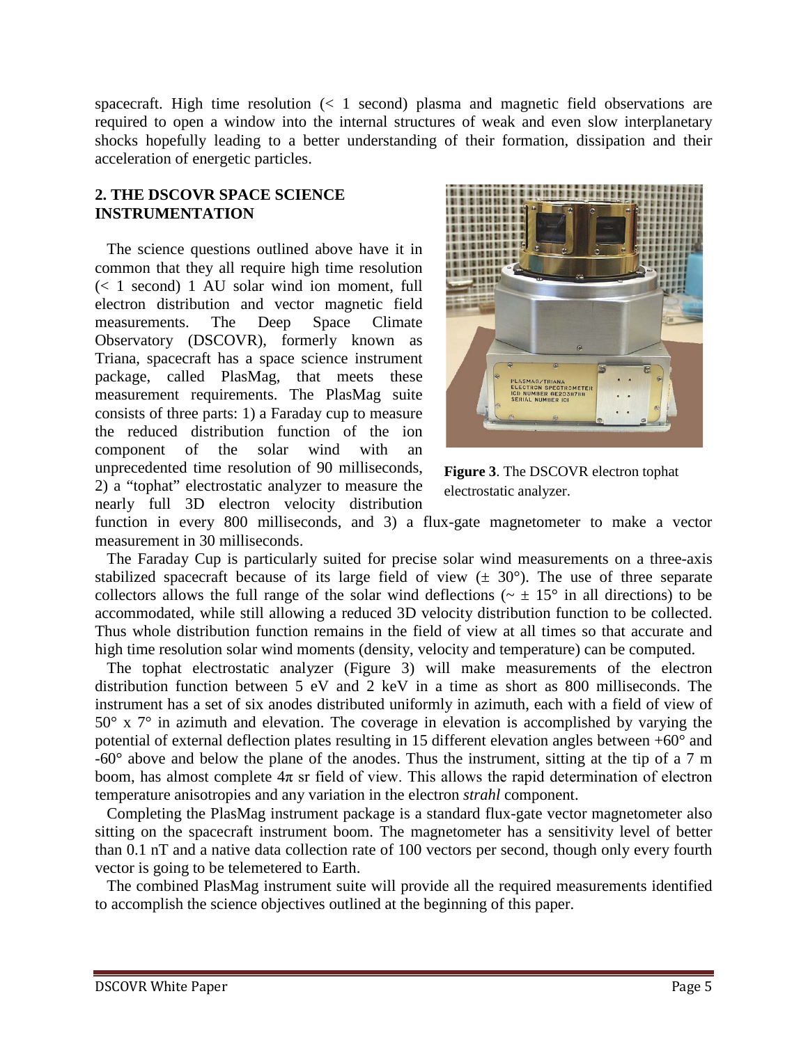spacecraft. High time resolution (< 1 second) plasma and magnetic field observations are required to open a window into the internal structures of weak and even slow interplanetary shocks hopefully leading to a better understanding of their formation, dissipation and their acceleration of energetic particles.

## 2. THE DSCOVR SPACE SCIENCE INSTRUMENTATION

The science questions outlined above have it in common that they all require high time resolution (< 1 second) 1 AU solar wind ion moment, full electron distribution and vector magnetic field measurements. The Deep Space Climate Observatory (DSCOVR), formerly known as Triana, spacecraft has a space science instrument package, called PlasMag, that meets these measurement requirements. The PlasMag suite consists of three parts: 1) a Faraday cup to measure the reduced distribution function of the ion component of the solar wind with an unprecedented time resolution of 90 milliseconds, 2) a "tophat" electrostatic analyzer to measure the nearly full 3D electron velocity distribution function in every 800 milliseconds, and 3) a flux-gate magnetometer to make a vector measurement in 30 milliseconds.

**Figure 3**. The DSCOVR electron tophat electrostatic analyzer.

The Faraday Cup is particularly suited for precise solar wind measurements on a three-axis stabilized spacecraft because of its large field of view (± 30°). The use of three separate collectors allows the full range of the solar wind deflections (~ ± 15° in all directions) to be accommodated, while still allowing a reduced 3D velocity distribution function to be collected. Thus whole distribution function remains in the field of view at all times so that accurate and high time resolution solar wind moments (density, velocity and temperature) can be computed.

The tophat electrostatic analyzer (Figure 3) will make measurements of the electron distribution function between 5 eV and 2 keV in a time as short as 800 milliseconds. The instrument has a set of six anodes distributed uniformly in azimuth, each with a field of view of 50° x 7° in azimuth and elevation. The coverage in elevation is accomplished by varying the potential of external deflection plates resulting in 15 different elevation angles between +60° and -60° above and below the plane of the anodes. Thus the instrument, sitting at the tip of a 7 m boom, has almost complete $4\pi$ sr field of view. This allows the rapid determination of electron temperature anisotropies and any variation in the electron *strahl* component.

Completing the PlasMag instrument package is a standard flux-gate vector magnetometer also sitting on the spacecraft instrument boom. The magnetometer has a sensitivity level of better than 0.1 nT and a native data collection rate of 100 vectors per second, though only every fourth vector is going to be telemetered to Earth.

The combined PlasMag instrument suite will provide all the required measurements identified to accomplish the science objectives outlined at the beginning of this paper.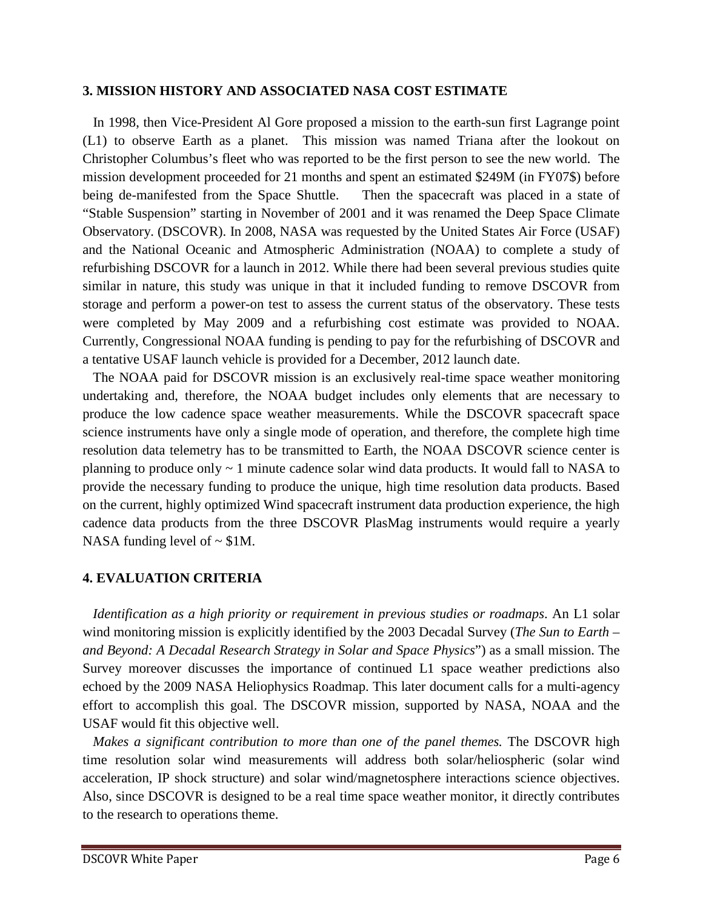## 3. MISSION HISTORY AND ASSOCIATED NASA COST ESTIMATE

In 1998, then Vice-President Al Gore proposed a mission to the earth-sun first Lagrange point (L1) to observe Earth as a planet. This mission was named Triana after the lookout on Christopher Columbus's fleet who was reported to be the first person to see the new world. The mission development proceeded for 21 months and spent an estimated $249M (in FY07$) before being de-manifested from the Space Shuttle. Then the spacecraft was placed in a state of "Stable Suspension" starting in November of 2001 and it was renamed the Deep Space Climate Observatory. (DSCOVR). In 2008, NASA was requested by the United States Air Force (USAF) and the National Oceanic and Atmospheric Administration (NOAA) to complete a study of refurbishing DSCOVR for a launch in 2012. While there had been several previous studies quite similar in nature, this study was unique in that it included funding to remove DSCOVR from storage and perform a power-on test to assess the current status of the observatory. These tests were completed by May 2009 and a refurbishing cost estimate was provided to NOAA. Currently, Congressional NOAA funding is pending to pay for the refurbishing of DSCOVR and a tentative USAF launch vehicle is provided for a December, 2012 launch date.

The NOAA paid for DSCOVR mission is an exclusively real-time space weather monitoring undertaking and, therefore, the NOAA budget includes only elements that are necessary to produce the low cadence space weather measurements. While the DSCOVR spacecraft space science instruments have only a single mode of operation, and therefore, the complete high time resolution data telemetry has to be transmitted to Earth, the NOAA DSCOVR science center is planning to produce only ~ 1 minute cadence solar wind data products. It would fall to NASA to provide the necessary funding to produce the unique, high time resolution data products. Based on the current, highly optimized Wind spacecraft instrument data production experience, the high cadence data products from the three DSCOVR PlasMag instruments would require a yearly NASA funding level of ~ $1M.

## 4. EVALUATION CRITERIA

*Identification as a high priority or requirement in previous studies or roadmaps*. An L1 solar wind monitoring mission is explicitly identified by the 2003 Decadal Survey (*The Sun to Earth – and Beyond: A Decadal Research Strategy in Solar and Space Physics*") as a small mission. The Survey moreover discusses the importance of continued L1 space weather predictions also echoed by the 2009 NASA Heliophysics Roadmap. This later document calls for a multi-agency effort to accomplish this goal. The DSCOVR mission, supported by NASA, NOAA and the USAF would fit this objective well.

*Makes a significant contribution to more than one of the panel themes.* The DSCOVR high time resolution solar wind measurements will address both solar/heliospheric (solar wind acceleration, IP shock structure) and solar wind/magnetosphere interactions science objectives. Also, since DSCOVR is designed to be a real time space weather monitor, it directly contributes to the research to operations theme.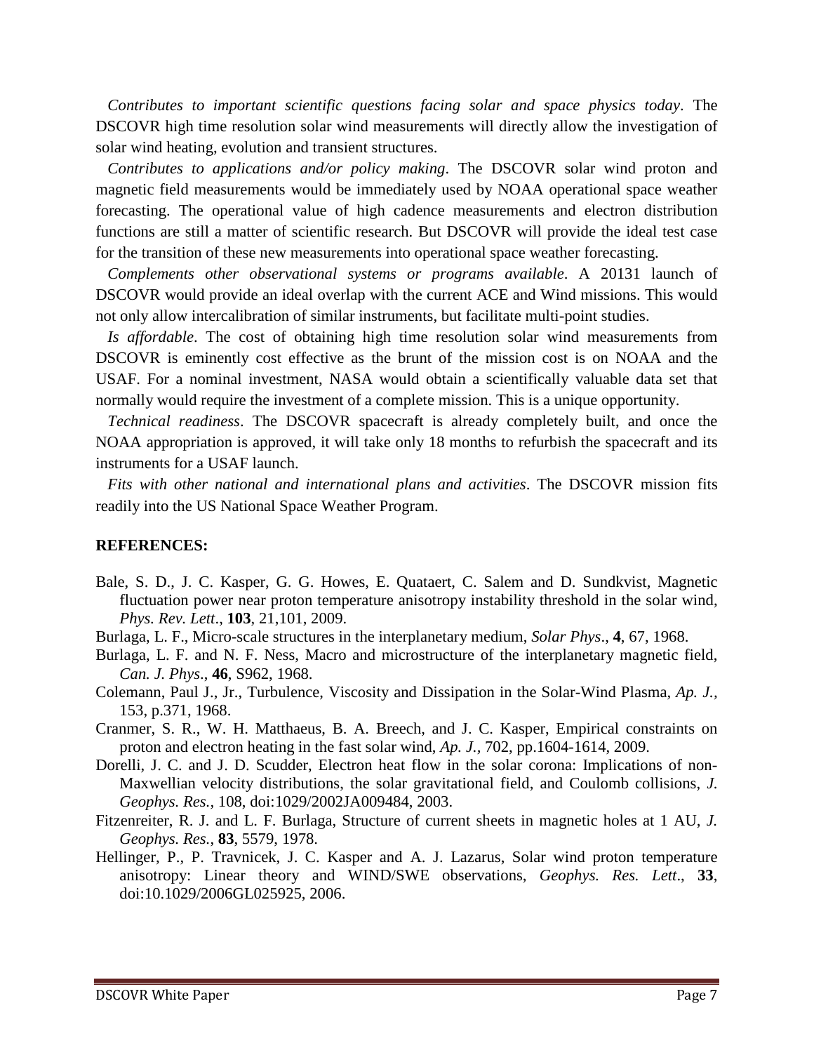*Contributes to important scientific questions facing solar and space physics today*. The DSCOVR high time resolution solar wind measurements will directly allow the investigation of solar wind heating, evolution and transient structures.

*Contributes to applications and/or policy making*. The DSCOVR solar wind proton and magnetic field measurements would be immediately used by NOAA operational space weather forecasting. The operational value of high cadence measurements and electron distribution functions are still a matter of scientific research. But DSCOVR will provide the ideal test case for the transition of these new measurements into operational space weather forecasting.

*Complements other observational systems or programs available*. A 20131 launch of DSCOVR would provide an ideal overlap with the current ACE and Wind missions. This would not only allow intercalibration of similar instruments, but facilitate multi-point studies.

*Is affordable*. The cost of obtaining high time resolution solar wind measurements from DSCOVR is eminently cost effective as the brunt of the mission cost is on NOAA and the USAF. For a nominal investment, NASA would obtain a scientifically valuable data set that normally would require the investment of a complete mission. This is a unique opportunity.

*Technical readiness*. The DSCOVR spacecraft is already completely built, and once the NOAA appropriation is approved, it will take only 18 months to refurbish the spacecraft and its instruments for a USAF launch.

*Fits with other national and international plans and activities*. The DSCOVR mission fits readily into the US National Space Weather Program.

**REFERENCES:**

Bale, S. D., J. C. Kasper, G. G. Howes, E. Quataert, C. Salem and D. Sundkvist, Magnetic fluctuation power near proton temperature anisotropy instability threshold in the solar wind, *Phys. Rev. Lett*., **103**, 21,101, 2009.

Burlaga, L. F., Micro-scale structures in the interplanetary medium, *Solar Phys*., **4**, 67, 1968.

Burlaga, L. F. and N. F. Ness, Macro and microstructure of the interplanetary magnetic field, *Can. J. Phys*., **46**, S962, 1968.

Colemann, Paul J., Jr., Turbulence, Viscosity and Dissipation in the Solar-Wind Plasma, *Ap. J.,* 153, p.371, 1968.

Cranmer, S. R., W. H. Matthaeus, B. A. Breech, and J. C. Kasper, Empirical constraints on proton and electron heating in the fast solar wind, *Ap. J.*, 702, pp.1604-1614, 2009.

Dorelli, J. C. and J. D. Scudder, Electron heat flow in the solar corona: Implications of non-Maxwellian velocity distributions, the solar gravitational field, and Coulomb collisions, *J. Geophys. Res.*, 108, doi:1029/2002JA009484, 2003.

Fitzenreiter, R. J. and L. F. Burlaga, Structure of current sheets in magnetic holes at 1 AU, *J. Geophys. Res.*, **83**, 5579, 1978.

Hellinger, P., P. Travnicek, J. C. Kasper and A. J. Lazarus, Solar wind proton temperature anisotropy: Linear theory and WIND/SWE observations, *Geophys. Res. Lett*., **33**, doi:10.1029/2006GL025925, 2006.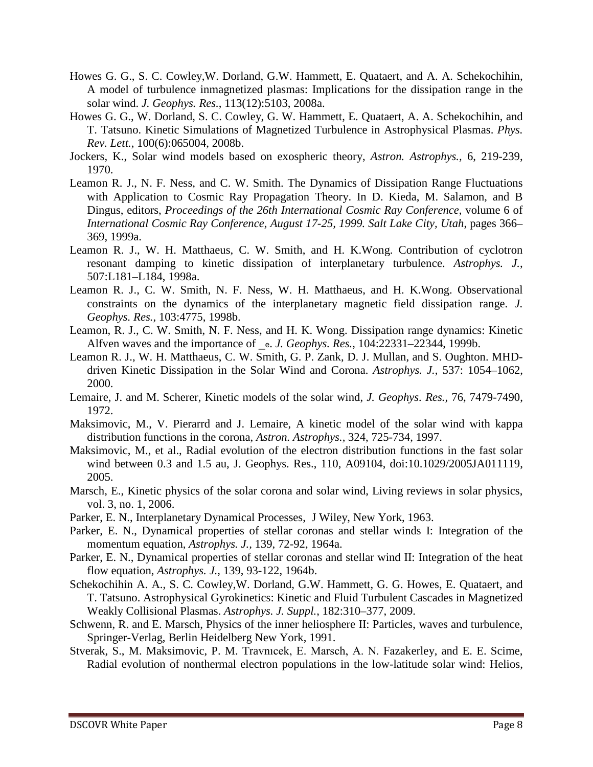Howes G. G., S. C. Cowley,W. Dorland, G.W. Hammett, E. Quataert, and A. A. Schekochihin, A model of turbulence inmagnetized plasmas: Implications for the dissipation range in the solar wind. *J. Geophys. Res.*, 113(12):5103, 2008a.

Howes G. G., W. Dorland, S. C. Cowley, G. W. Hammett, E. Quataert, A. A. Schekochihin, and T. Tatsuno. Kinetic Simulations of Magnetized Turbulence in Astrophysical Plasmas. *Phys. Rev. Lett.*, 100(6):065004, 2008b.

Jockers, K., Solar wind models based on exospheric theory, *Astron. Astrophys.,* 6, 219-239, 1970.

Leamon R. J., N. F. Ness, and C. W. Smith. The Dynamics of Dissipation Range Fluctuations with Application to Cosmic Ray Propagation Theory. In D. Kieda, M. Salamon, and B Dingus, editors, *Proceedings of the 26th International Cosmic Ray Conference*, volume 6 of *International Cosmic Ray Conference, August 17-25, 1999. Salt Lake City, Utah,* pages 366–369, 1999a.

Leamon R. J., W. H. Matthaeus, C. W. Smith, and H. K.Wong. Contribution of cyclotron resonant damping to kinetic dissipation of interplanetary turbulence. *Astrophys. J.*, 507:L181–L184, 1998a.

Leamon R. J., C. W. Smith, N. F. Ness, W. H. Matthaeus, and H. K.Wong. Observational constraints on the dynamics of the interplanetary magnetic field dissipation range. *J. Geophys. Res.*, 103:4775, 1998b.

Leamon, R. J., C. W. Smith, N. F. Ness, and H. K. Wong. Dissipation range dynamics: Kinetic Alfven waves and the importance of _e. *J. Geophys. Res.*, 104:22331–22344, 1999b.

Leamon R. J., W. H. Matthaeus, C. W. Smith, G. P. Zank, D. J. Mullan, and S. Oughton. MHD-driven Kinetic Dissipation in the Solar Wind and Corona. *Astrophys. J.*, 537: 1054–1062, 2000.

Lemaire, J. and M. Scherer, Kinetic models of the solar wind, *J. Geophys. Res.,* 76, 7479-7490, 1972.

Maksimovic, M., V. Pierarrd and J. Lemaire, A kinetic model of the solar wind with kappa distribution functions in the corona, *Astron. Astrophys.,* 324, 725-734, 1997.

Maksimovic, M., et al., Radial evolution of the electron distribution functions in the fast solar wind between 0.3 and 1.5 au, J. Geophys. Res., 110, A09104, doi:10.1029/2005JA011119, 2005.

Marsch, E., Kinetic physics of the solar corona and solar wind, Living reviews in solar physics, vol. 3, no. 1, 2006.

Parker, E. N., Interplanetary Dynamical Processes, J Wiley, New York, 1963.

Parker, E. N., Dynamical properties of stellar coronas and stellar winds I: Integration of the momentum equation, *Astrophys. J.,* 139, 72-92, 1964a.

Parker, E. N., Dynamical properties of stellar coronas and stellar wind II: Integration of the heat flow equation, *Astrophys. J.,* 139, 93-122, 1964b.

Schekochihin A. A., S. C. Cowley,W. Dorland, G.W. Hammett, G. G. Howes, E. Quataert, and T. Tatsuno. Astrophysical Gyrokinetics: Kinetic and Fluid Turbulent Cascades in Magnetized Weakly Collisional Plasmas. *Astrophys. J. Suppl.*, 182:310–377, 2009.

Schwenn, R. and E. Marsch, Physics of the inner heliosphere II: Particles, waves and turbulence, Springer-Verlag, Berlin Heidelberg New York, 1991.

Stverak, S., M. Maksimovic, P. M. Travnıcek, E. Marsch, A. N. Fazakerley, and E. E. Scime, Radial evolution of nonthermal electron populations in the low-latitude solar wind: Helios,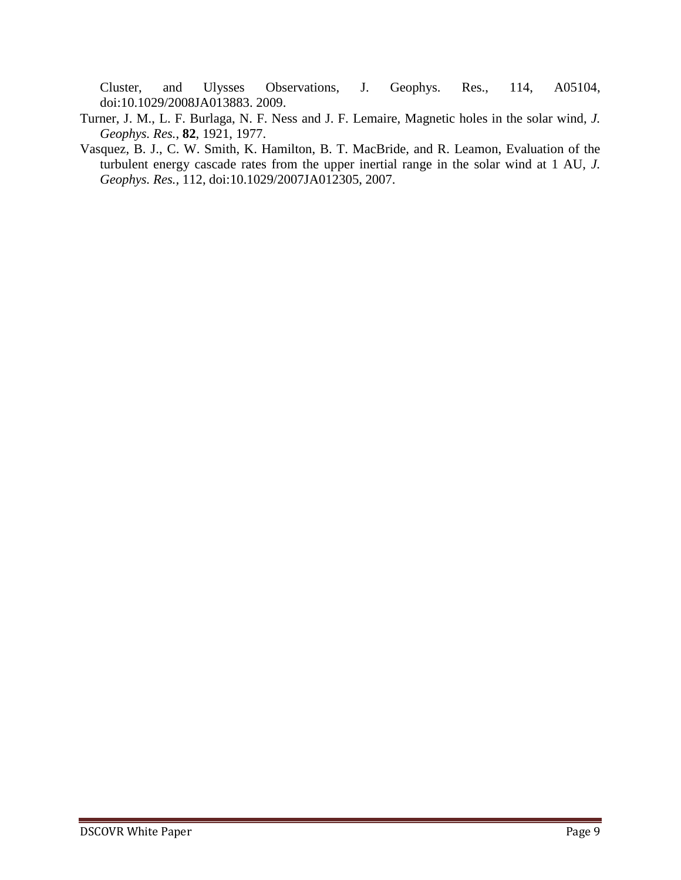Cluster, and Ulysses Observations, J. Geophys. Res., 114, A05104, doi:10.1029/2008JA013883. 2009.

Turner, J. M., L. F. Burlaga, N. F. Ness and J. F. Lemaire, Magnetic holes in the solar wind, *J. Geophys. Res.*, **82**, 1921, 1977.

Vasquez, B. J., C. W. Smith, K. Hamilton, B. T. MacBride, and R. Leamon, Evaluation of the turbulent energy cascade rates from the upper inertial range in the solar wind at 1 AU, *J. Geophys. Res.*, 112, doi:10.1029/2007JA012305, 2007.